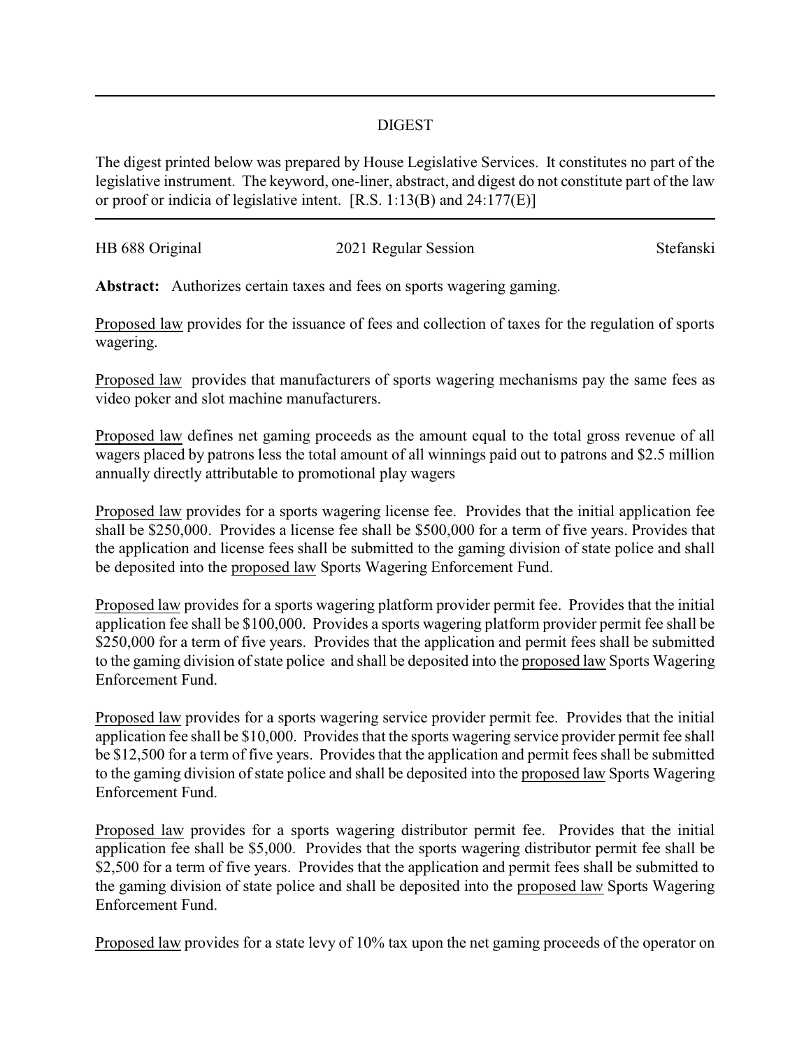## DIGEST

The digest printed below was prepared by House Legislative Services. It constitutes no part of the legislative instrument. The keyword, one-liner, abstract, and digest do not constitute part of the law or proof or indicia of legislative intent. [R.S. 1:13(B) and 24:177(E)]

HB 688 Original 2021 Regular Session Stefanski

**Abstract:** Authorizes certain taxes and fees on sports wagering gaming.

Proposed law provides for the issuance of fees and collection of taxes for the regulation of sports wagering.

Proposed law provides that manufacturers of sports wagering mechanisms pay the same fees as video poker and slot machine manufacturers.

Proposed law defines net gaming proceeds as the amount equal to the total gross revenue of all wagers placed by patrons less the total amount of all winnings paid out to patrons and $2.5 million annually directly attributable to promotional play wagers

Proposed law provides for a sports wagering license fee. Provides that the initial application fee shall be $250,000. Provides a license fee shall be $500,000 for a term of five years. Provides that the application and license fees shall be submitted to the gaming division of state police and shall be deposited into the proposed law Sports Wagering Enforcement Fund.

Proposed law provides for a sports wagering platform provider permit fee. Provides that the initial application fee shall be $100,000. Provides a sports wagering platform provider permit fee shall be $250,000 for a term of five years. Provides that the application and permit fees shall be submitted to the gaming division of state police and shall be deposited into the proposed law Sports Wagering Enforcement Fund.

Proposed law provides for a sports wagering service provider permit fee. Provides that the initial application fee shall be $10,000. Provides that the sports wagering service provider permit fee shall be $12,500 for a term of five years. Provides that the application and permit fees shall be submitted to the gaming division of state police and shall be deposited into the proposed law Sports Wagering Enforcement Fund.

Proposed law provides for a sports wagering distributor permit fee. Provides that the initial application fee shall be $5,000. Provides that the sports wagering distributor permit fee shall be $2,500 for a term of five years. Provides that the application and permit fees shall be submitted to the gaming division of state police and shall be deposited into the proposed law Sports Wagering Enforcement Fund.

Proposed law provides for a state levy of 10% tax upon the net gaming proceeds of the operator on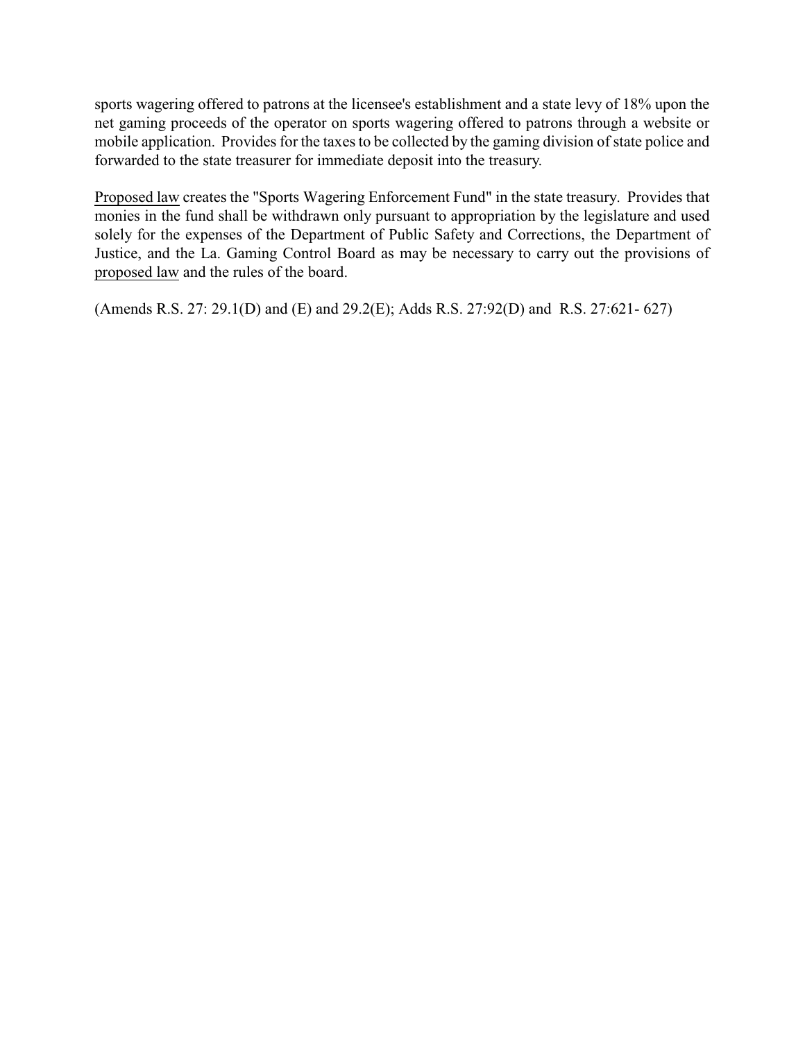sports wagering offered to patrons at the licensee's establishment and a state levy of 18% upon the net gaming proceeds of the operator on sports wagering offered to patrons through a website or mobile application. Provides for the taxes to be collected by the gaming division of state police and forwarded to the state treasurer for immediate deposit into the treasury.

<u>Proposed law</u> creates the "Sports Wagering Enforcement Fund" in the state treasury. Provides that monies in the fund shall be withdrawn only pursuant to appropriation by the legislature and used solely for the expenses of the Department of Public Safety and Corrections, the Department of Justice, and the La. Gaming Control Board as may be necessary to carry out the provisions of <u>proposed law</u> and the rules of the board.

(Amends R.S. 27: 29.1(D) and (E) and 29.2(E); Adds R.S. 27:92(D) and R.S. 27:621- 627)